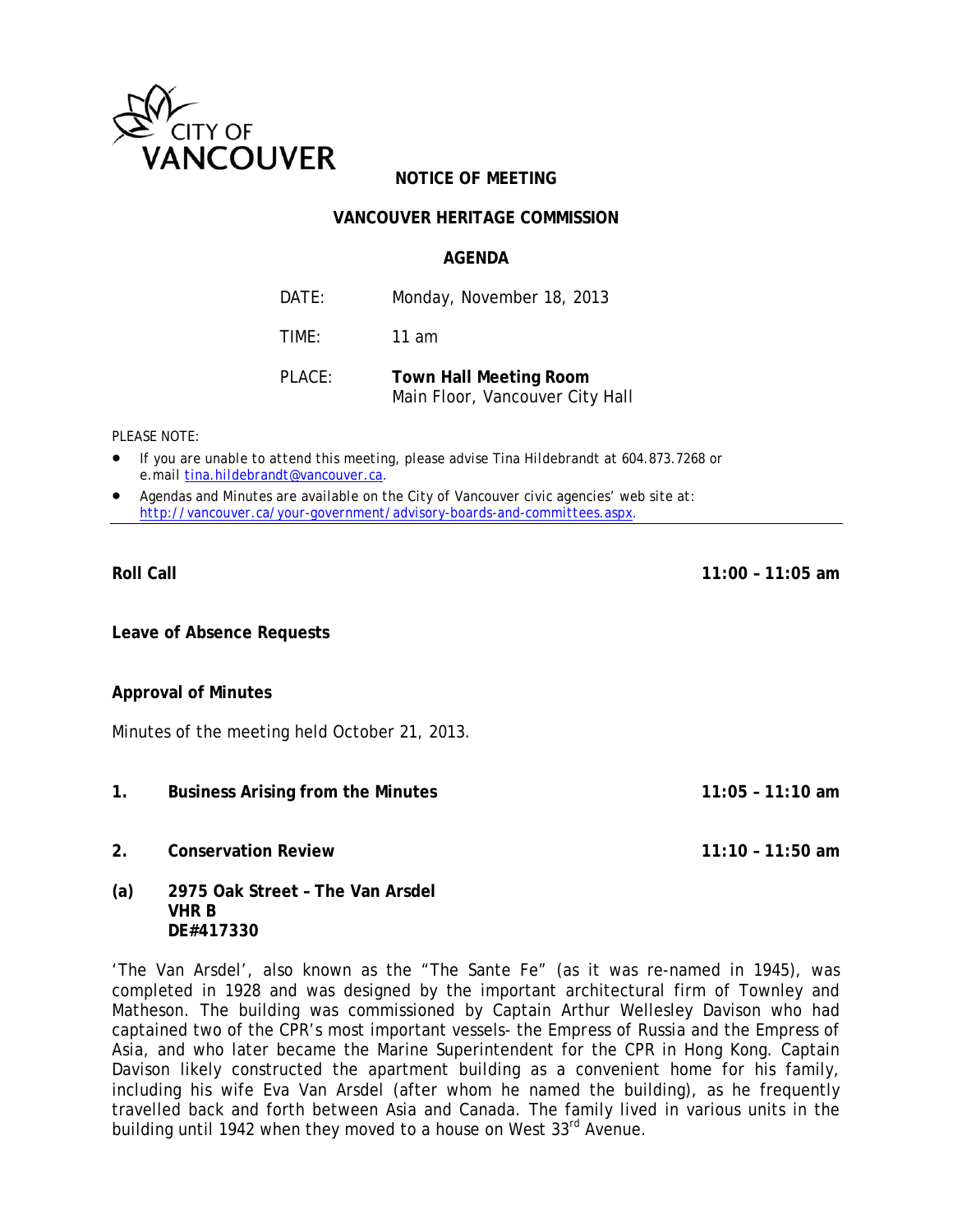CITY OF VANCOUVER

# NOTICE OF MEETING

## VANCOUVER HERITAGE COMMISSION

## AGENDA

DATE: Monday, November 18, 2013

TIME: 11 am

PLACE: **Town Hall Meeting Room**
Main Floor, Vancouver City Hall

PLEASE NOTE:

- If you are unable to attend this meeting, please advise Tina Hildebrandt at 604.873.7268 or e.mail tina.hildebrandt@vancouver.ca.
- Agendas and Minutes are available on the City of Vancouver civic agencies' web site at: http://vancouver.ca/your-government/advisory-boards-and-committees.aspx.

---

**Roll Call** **11:00 – 11:05 am**

**Leave of Absence Requests**

**Approval of Minutes**

Minutes of the meeting held October 21, 2013.

**1. Business Arising from the Minutes** **11:05 – 11:10 am**

**2. Conservation Review** **11:10 – 11:50 am**

**(a) 2975 Oak Street – The Van Arsdel**
**VHR B**
**DE#417330**

'The Van Arsdel', also known as the "The Sante Fe" (as it was re-named in 1945), was completed in 1928 and was designed by the important architectural firm of Townley and Matheson. The building was commissioned by Captain Arthur Wellesley Davison who had captained two of the CPR's most important vessels- the Empress of Russia and the Empress of Asia, and who later became the Marine Superintendent for the CPR in Hong Kong. Captain Davison likely constructed the apartment building as a convenient home for his family, including his wife Eva Van Arsdel (after whom he named the building), as he frequently travelled back and forth between Asia and Canada. The family lived in various units in the building until 1942 when they moved to a house on West 33rd Avenue.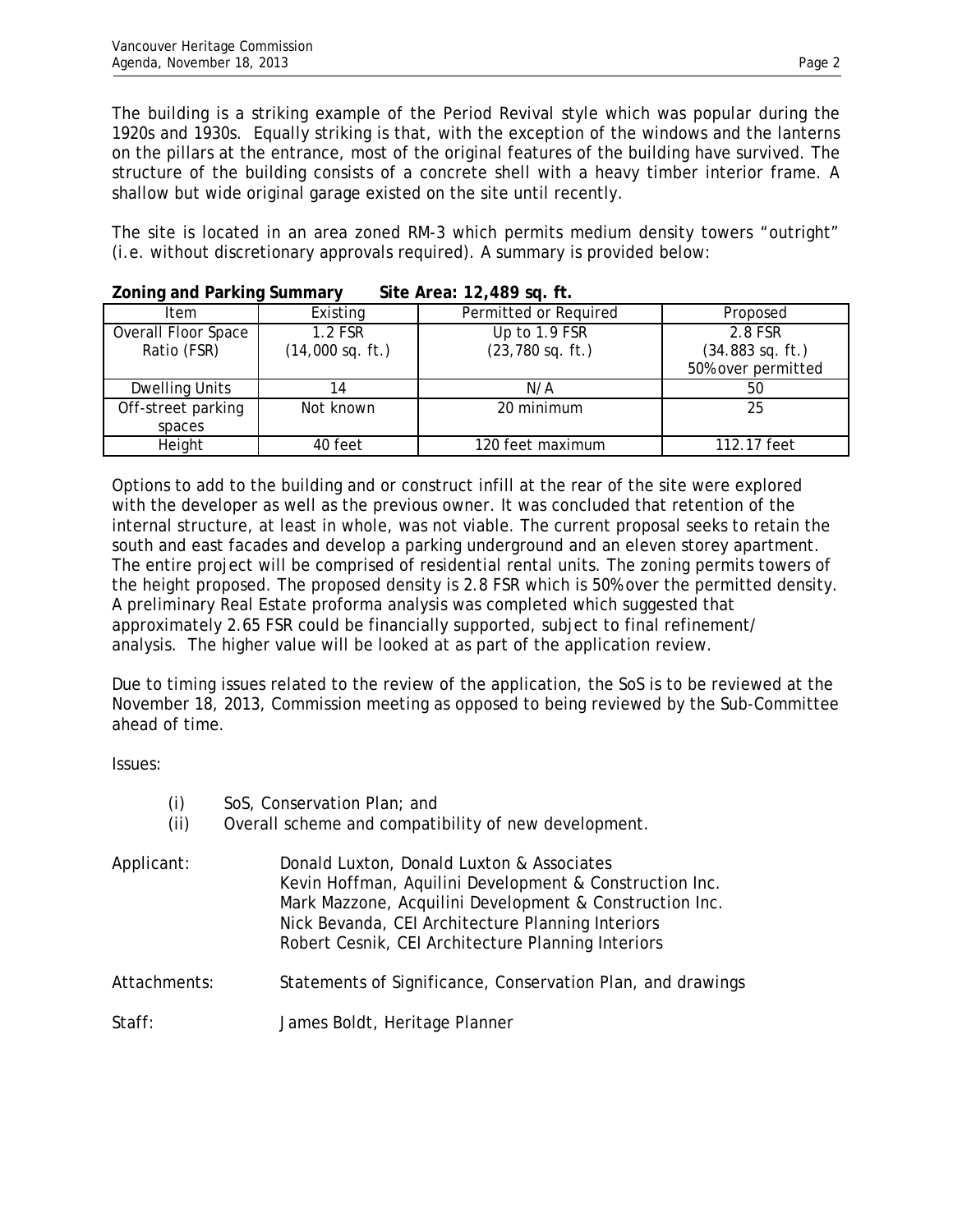The building is a striking example of the Period Revival style which was popular during the 1920s and 1930s. Equally striking is that, with the exception of the windows and the lanterns on the pillars at the entrance, most of the original features of the building have survived. The structure of the building consists of a concrete shell with a heavy timber interior frame. A shallow but wide original garage existed on the site until recently.

The site is located in an area zoned RM-3 which permits medium density towers "outright" (i.e. without discretionary approvals required). A summary is provided below:

**Zoning and Parking Summary Site Area: 12,489 sq. ft.**

| Item | Existing | Permitted or Required | Proposed |
|---|---|---|---|
| Overall Floor Space Ratio (FSR) | 1.2 FSR (14,000 sq. ft.) | Up to 1.9 FSR (23,780 sq. ft.) | 2.8 FSR (34.883 sq. ft.) 50% over permitted |
| Dwelling Units | 14 | N/A | 50 |
| Off-street parking spaces | Not known | 20 minimum | 25 |
| Height | 40 feet | 120 feet maximum | 112.17 feet |

Options to add to the building and or construct infill at the rear of the site were explored with the developer as well as the previous owner. It was concluded that retention of the internal structure, at least in whole, was not viable. The current proposal seeks to retain the south and east facades and develop a parking underground and an eleven storey apartment. The entire project will be comprised of residential rental units. The zoning permits towers of the height proposed. The proposed density is 2.8 FSR which is 50% over the permitted density. A preliminary Real Estate proforma analysis was completed which suggested that approximately 2.65 FSR could be financially supported, subject to final refinement/ analysis. The higher value will be looked at as part of the application review.

Due to timing issues related to the review of the application, the SoS is to be reviewed at the November 18, 2013, Commission meeting as opposed to being reviewed by the Sub-Committee ahead of time.

Issues:

(i) SoS, Conservation Plan; and
(ii) Overall scheme and compatibility of new development.

Applicant: Donald Luxton, Donald Luxton & Associates
Kevin Hoffman, Aquilini Development & Construction Inc.
Mark Mazzone, Acquilini Development & Construction Inc.
Nick Bevanda, CEI Architecture Planning Interiors
Robert Cesnik, CEI Architecture Planning Interiors

Attachments: Statements of Significance, Conservation Plan, and drawings

Staff: James Boldt, Heritage Planner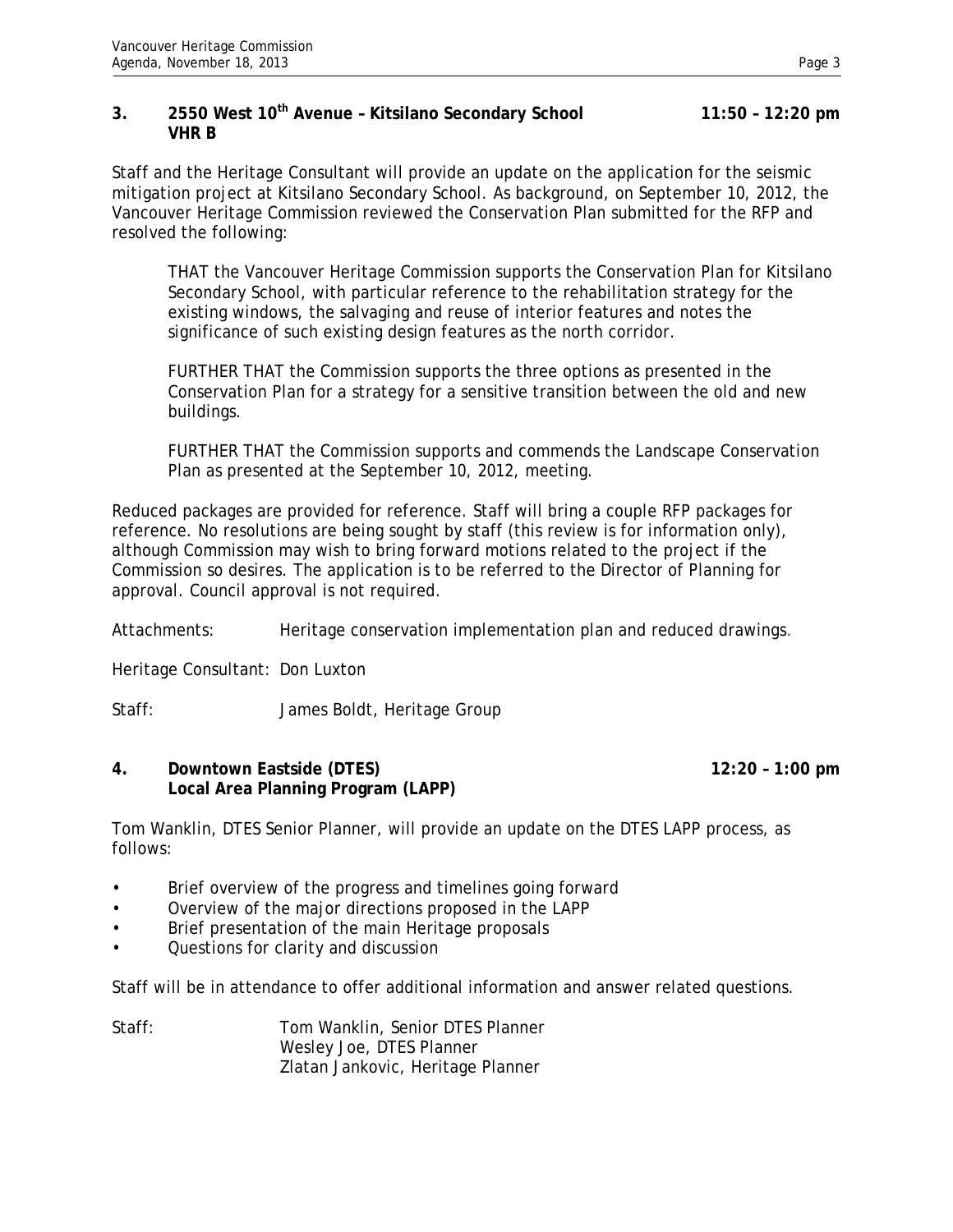### 3. 2550 West 10th Avenue – Kitsilano Secondary School VHR B — 11:50 – 12:20 pm

Staff and the Heritage Consultant will provide an update on the application for the seismic mitigation project at Kitsilano Secondary School. As background, on September 10, 2012, the Vancouver Heritage Commission reviewed the Conservation Plan submitted for the RFP and resolved the following:

> THAT the Vancouver Heritage Commission supports the Conservation Plan for Kitsilano Secondary School, with particular reference to the rehabilitation strategy for the existing windows, the salvaging and reuse of interior features and notes the significance of such existing design features as the north corridor.
>
> FURTHER THAT the Commission supports the three options as presented in the Conservation Plan for a strategy for a sensitive transition between the old and new buildings.
>
> FURTHER THAT the Commission supports and commends the Landscape Conservation Plan as presented at the September 10, 2012, meeting.

Reduced packages are provided for reference. Staff will bring a couple RFP packages for reference. No resolutions are being sought by staff (this review is for information only), although Commission may wish to bring forward motions related to the project if the Commission so desires. The application is to be referred to the Director of Planning for approval. Council approval is not required.

Attachments: Heritage conservation implementation plan and reduced drawings.

Heritage Consultant: Don Luxton

Staff: James Boldt, Heritage Group

### 4. Downtown Eastside (DTES) Local Area Planning Program (LAPP) — 12:20 – 1:00 pm

Tom Wanklin, DTES Senior Planner, will provide an update on the DTES LAPP process, as follows:

- Brief overview of the progress and timelines going forward
- Overview of the major directions proposed in the LAPP
- Brief presentation of the main Heritage proposals
- Questions for clarity and discussion

Staff will be in attendance to offer additional information and answer related questions.

Staff: Tom Wanklin, Senior DTES Planner
Wesley Joe, DTES Planner
Zlatan Jankovic, Heritage Planner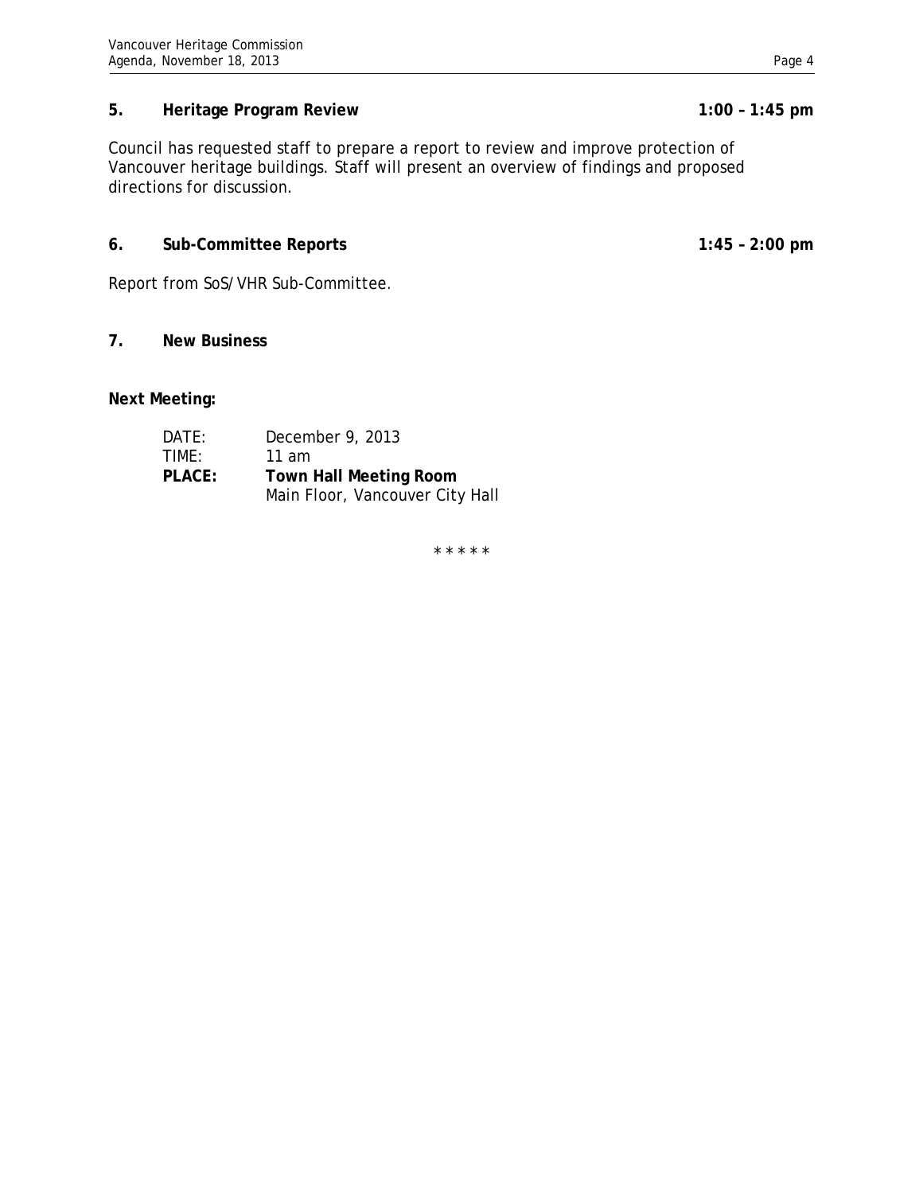## 5. Heritage Program Review 1:00 – 1:45 pm

Council has requested staff to prepare a report to review and improve protection of Vancouver heritage buildings. Staff will present an overview of findings and proposed directions for discussion.

## 6. Sub-Committee Reports 1:45 – 2:00 pm

Report from SoS/VHR Sub-Committee.

## 7. New Business

**Next Meeting:**

| | |
|---|---|
| DATE: | December 9, 2013 |
| TIME: | 11 am |
| **PLACE:** | **Town Hall Meeting Room** |
| | Main Floor, Vancouver City Hall |

\* \* \* \* \*